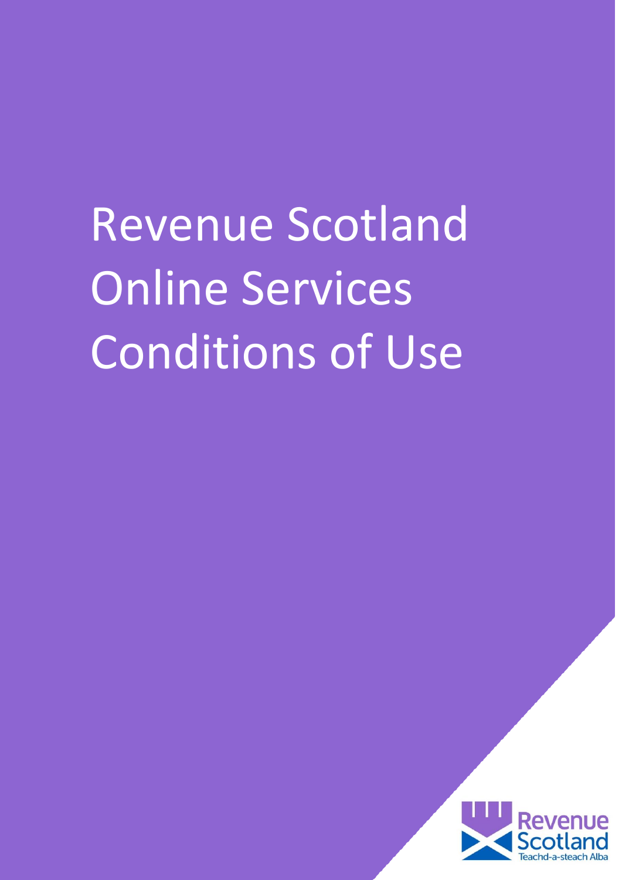# Revenue Scotland Online Services Conditions of Use

Revenue Scotland
Teachd-a-steach Alba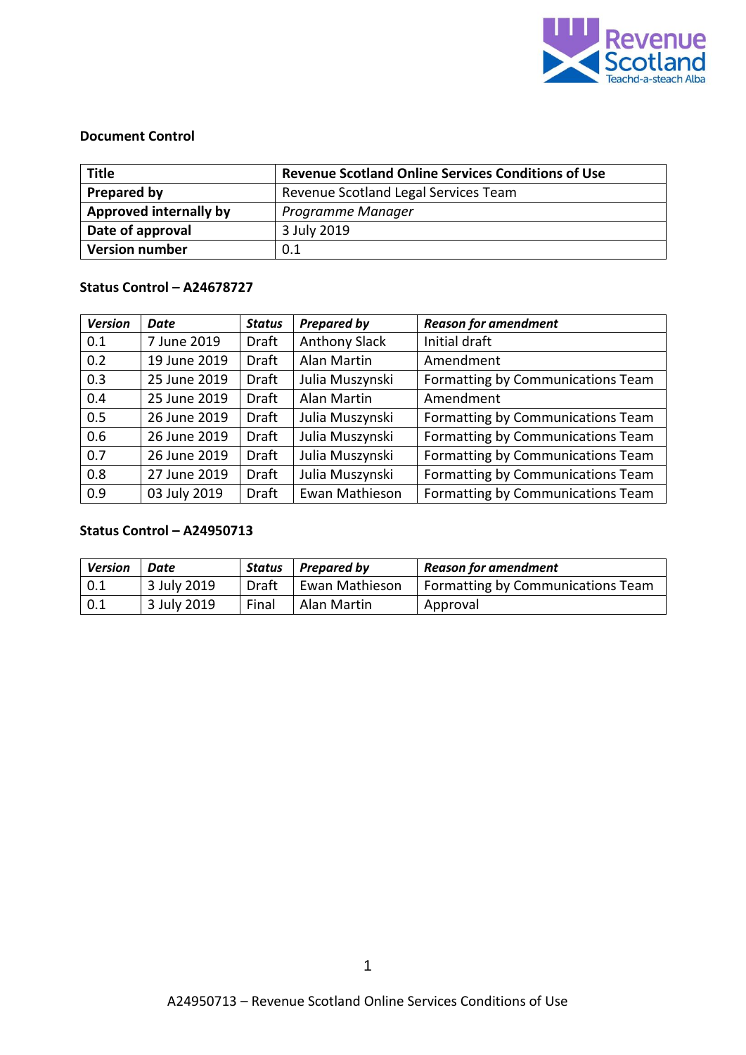**Document Control**

| Title | Revenue Scotland Online Services Conditions of Use |
|---|---|
| Prepared by | Revenue Scotland Legal Services Team |
| Approved internally by | *Programme Manager* |
| Date of approval | 3 July 2019 |
| Version number | 0.1 |

**Status Control – A24678727**

| *Version* | *Date* | *Status* | *Prepared by* | *Reason for amendment* |
|---|---|---|---|---|
| 0.1 | 7 June 2019 | Draft | Anthony Slack | Initial draft |
| 0.2 | 19 June 2019 | Draft | Alan Martin | Amendment |
| 0.3 | 25 June 2019 | Draft | Julia Muszynski | Formatting by Communications Team |
| 0.4 | 25 June 2019 | Draft | Alan Martin | Amendment |
| 0.5 | 26 June 2019 | Draft | Julia Muszynski | Formatting by Communications Team |
| 0.6 | 26 June 2019 | Draft | Julia Muszynski | Formatting by Communications Team |
| 0.7 | 26 June 2019 | Draft | Julia Muszynski | Formatting by Communications Team |
| 0.8 | 27 June 2019 | Draft | Julia Muszynski | Formatting by Communications Team |
| 0.9 | 03 July 2019 | Draft | Ewan Mathieson | Formatting by Communications Team |

**Status Control – A24950713**

| *Version* | *Date* | *Status* | *Prepared by* | *Reason for amendment* |
|---|---|---|---|---|
| 0.1 | 3 July 2019 | Draft | Ewan Mathieson | Formatting by Communications Team |
| 0.1 | 3 July 2019 | Final | Alan Martin | Approval |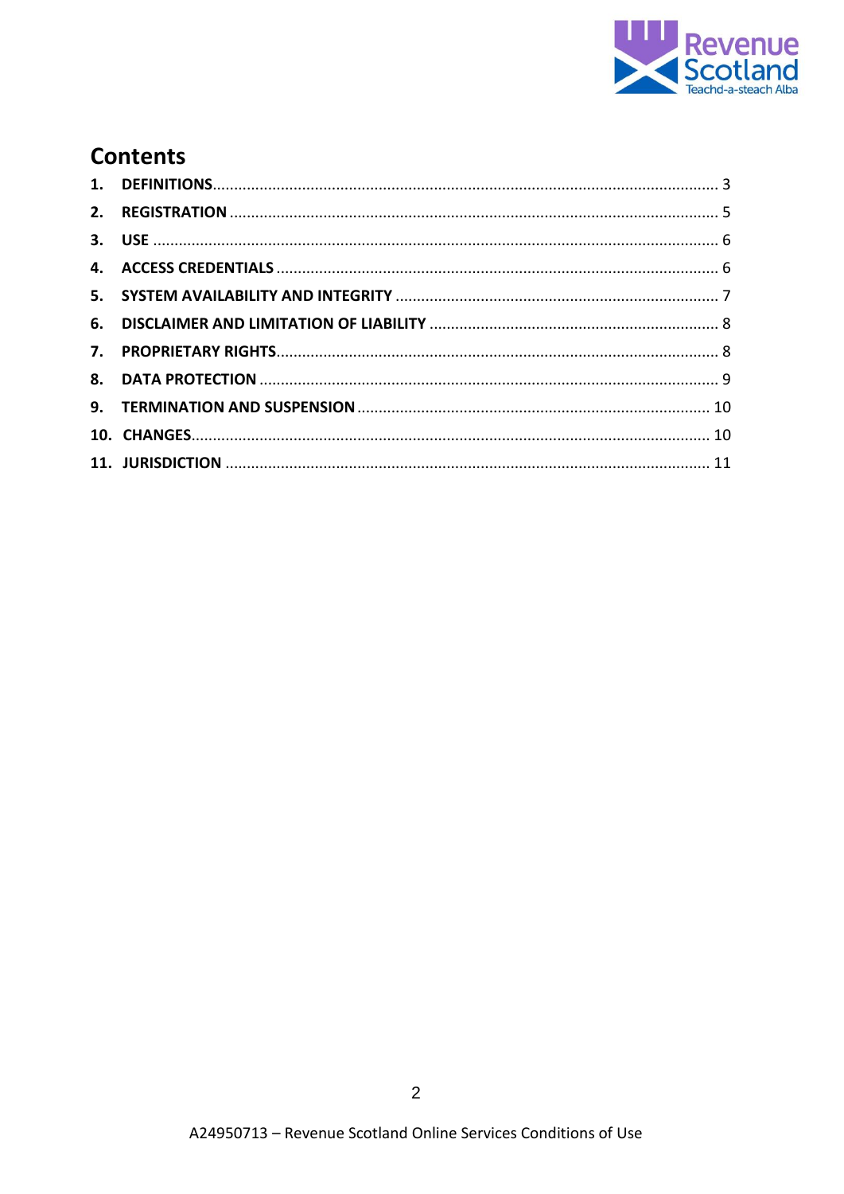## Contents

1. DEFINITIONS ..... 3
2. REGISTRATION ..... 5
3. USE ..... 6
4. ACCESS CREDENTIALS ..... 6
5. SYSTEM AVAILABILITY AND INTEGRITY ..... 7
6. DISCLAIMER AND LIMITATION OF LIABILITY ..... 8
7. PROPRIETARY RIGHTS ..... 8
8. DATA PROTECTION ..... 9
9. TERMINATION AND SUSPENSION ..... 10
10. CHANGES ..... 10
11. JURISDICTION ..... 11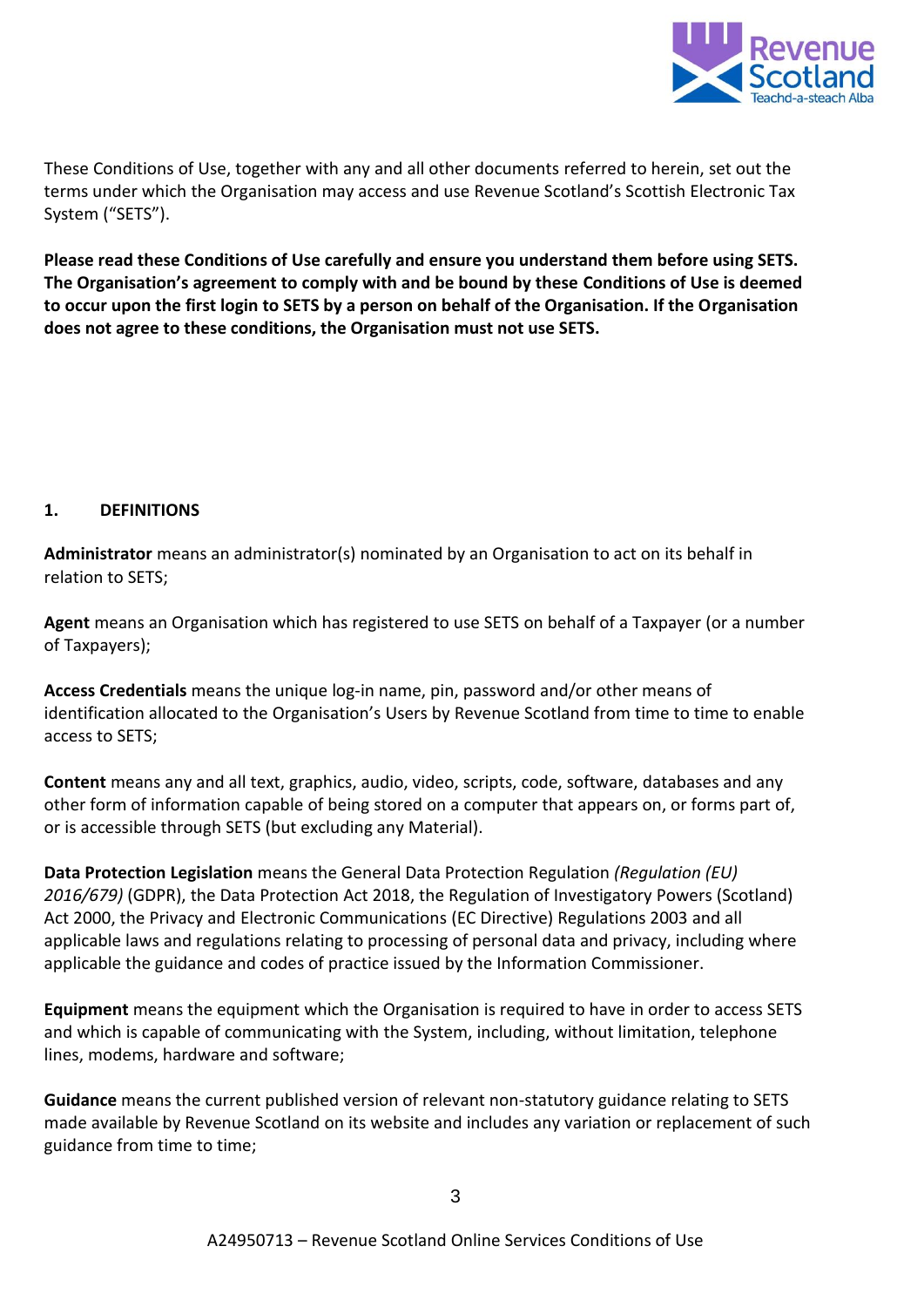These Conditions of Use, together with any and all other documents referred to herein, set out the terms under which the Organisation may access and use Revenue Scotland's Scottish Electronic Tax System ("SETS").

**Please read these Conditions of Use carefully and ensure you understand them before using SETS. The Organisation's agreement to comply with and be bound by these Conditions of Use is deemed to occur upon the first login to SETS by a person on behalf of the Organisation. If the Organisation does not agree to these conditions, the Organisation must not use SETS.**

## 1. DEFINITIONS

**Administrator** means an administrator(s) nominated by an Organisation to act on its behalf in relation to SETS;

**Agent** means an Organisation which has registered to use SETS on behalf of a Taxpayer (or a number of Taxpayers);

**Access Credentials** means the unique log-in name, pin, password and/or other means of identification allocated to the Organisation's Users by Revenue Scotland from time to time to enable access to SETS;

**Content** means any and all text, graphics, audio, video, scripts, code, software, databases and any other form of information capable of being stored on a computer that appears on, or forms part of, or is accessible through SETS (but excluding any Material).

**Data Protection Legislation** means the General Data Protection Regulation *(Regulation (EU) 2016/679)* (GDPR), the Data Protection Act 2018, the Regulation of Investigatory Powers (Scotland) Act 2000, the Privacy and Electronic Communications (EC Directive) Regulations 2003 and all applicable laws and regulations relating to processing of personal data and privacy, including where applicable the guidance and codes of practice issued by the Information Commissioner.

**Equipment** means the equipment which the Organisation is required to have in order to access SETS and which is capable of communicating with the System, including, without limitation, telephone lines, modems, hardware and software;

**Guidance** means the current published version of relevant non-statutory guidance relating to SETS made available by Revenue Scotland on its website and includes any variation or replacement of such guidance from time to time;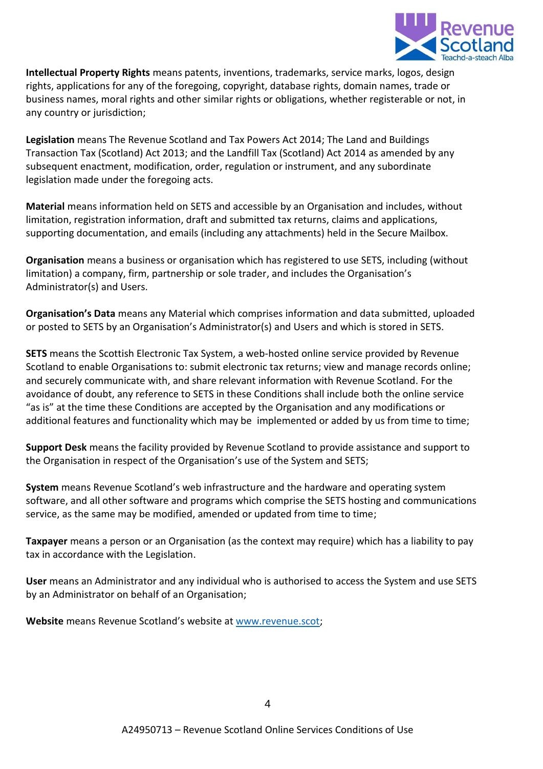**Intellectual Property Rights** means patents, inventions, trademarks, service marks, logos, design rights, applications for any of the foregoing, copyright, database rights, domain names, trade or business names, moral rights and other similar rights or obligations, whether registerable or not, in any country or jurisdiction;

**Legislation** means The Revenue Scotland and Tax Powers Act 2014; The Land and Buildings Transaction Tax (Scotland) Act 2013; and the Landfill Tax (Scotland) Act 2014 as amended by any subsequent enactment, modification, order, regulation or instrument, and any subordinate legislation made under the foregoing acts.

**Material** means information held on SETS and accessible by an Organisation and includes, without limitation, registration information, draft and submitted tax returns, claims and applications, supporting documentation, and emails (including any attachments) held in the Secure Mailbox.

**Organisation** means a business or organisation which has registered to use SETS, including (without limitation) a company, firm, partnership or sole trader, and includes the Organisation's Administrator(s) and Users.

**Organisation's Data** means any Material which comprises information and data submitted, uploaded or posted to SETS by an Organisation's Administrator(s) and Users and which is stored in SETS.

**SETS** means the Scottish Electronic Tax System, a web-hosted online service provided by Revenue Scotland to enable Organisations to: submit electronic tax returns; view and manage records online; and securely communicate with, and share relevant information with Revenue Scotland. For the avoidance of doubt, any reference to SETS in these Conditions shall include both the online service "as is" at the time these Conditions are accepted by the Organisation and any modifications or additional features and functionality which may be implemented or added by us from time to time;

**Support Desk** means the facility provided by Revenue Scotland to provide assistance and support to the Organisation in respect of the Organisation's use of the System and SETS;

**System** means Revenue Scotland's web infrastructure and the hardware and operating system software, and all other software and programs which comprise the SETS hosting and communications service, as the same may be modified, amended or updated from time to time;

**Taxpayer** means a person or an Organisation (as the context may require) which has a liability to pay tax in accordance with the Legislation.

**User** means an Administrator and any individual who is authorised to access the System and use SETS by an Administrator on behalf of an Organisation;

**Website** means Revenue Scotland's website at [www.revenue.scot](http://www.revenue.scot);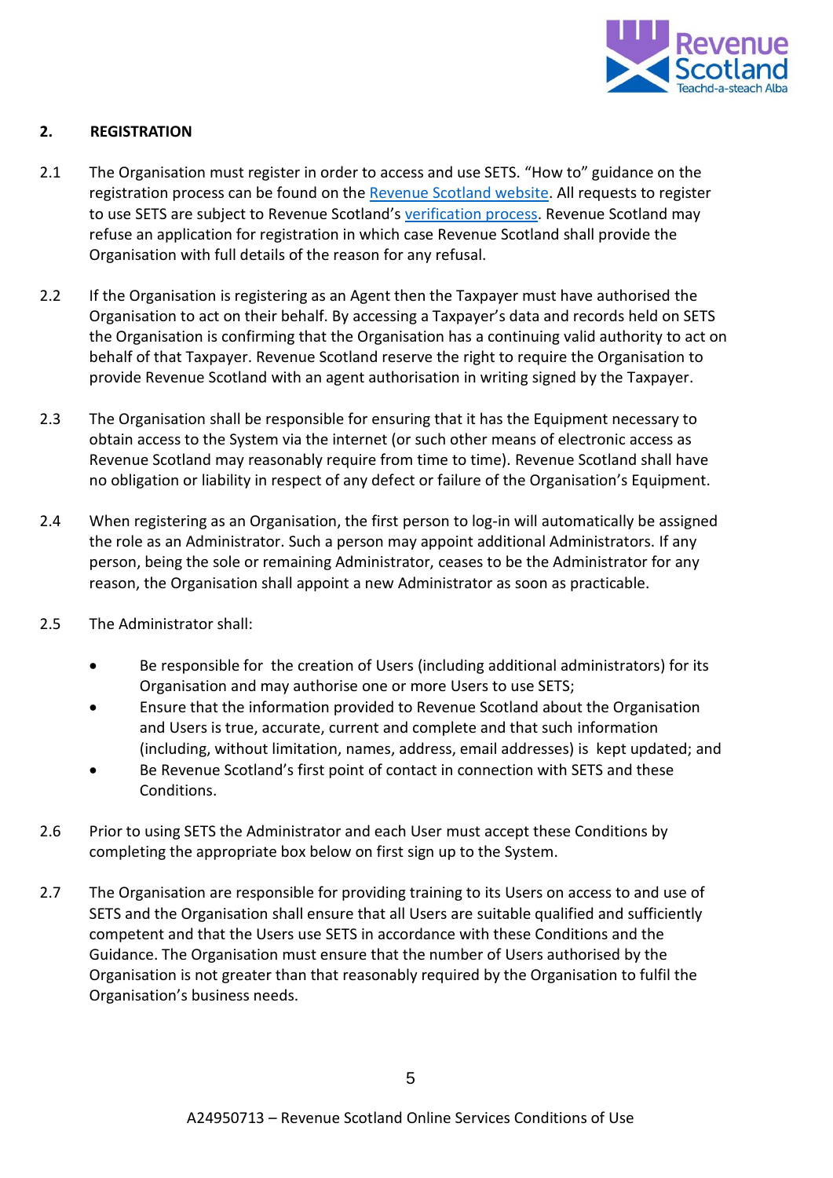## 2. REGISTRATION

2.1 The Organisation must register in order to access and use SETS. "How to" guidance on the registration process can be found on the Revenue Scotland website. All requests to register to use SETS are subject to Revenue Scotland's verification process. Revenue Scotland may refuse an application for registration in which case Revenue Scotland shall provide the Organisation with full details of the reason for any refusal.

2.2 If the Organisation is registering as an Agent then the Taxpayer must have authorised the Organisation to act on their behalf. By accessing a Taxpayer's data and records held on SETS the Organisation is confirming that the Organisation has a continuing valid authority to act on behalf of that Taxpayer. Revenue Scotland reserve the right to require the Organisation to provide Revenue Scotland with an agent authorisation in writing signed by the Taxpayer.

2.3 The Organisation shall be responsible for ensuring that it has the Equipment necessary to obtain access to the System via the internet (or such other means of electronic access as Revenue Scotland may reasonably require from time to time). Revenue Scotland shall have no obligation or liability in respect of any defect or failure of the Organisation's Equipment.

2.4 When registering as an Organisation, the first person to log-in will automatically be assigned the role as an Administrator. Such a person may appoint additional Administrators. If any person, being the sole or remaining Administrator, ceases to be the Administrator for any reason, the Organisation shall appoint a new Administrator as soon as practicable.

2.5 The Administrator shall:

- Be responsible for the creation of Users (including additional administrators) for its Organisation and may authorise one or more Users to use SETS;
- Ensure that the information provided to Revenue Scotland about the Organisation and Users is true, accurate, current and complete and that such information (including, without limitation, names, address, email addresses) is kept updated; and
- Be Revenue Scotland's first point of contact in connection with SETS and these Conditions.

2.6 Prior to using SETS the Administrator and each User must accept these Conditions by completing the appropriate box below on first sign up to the System.

2.7 The Organisation are responsible for providing training to its Users on access to and use of SETS and the Organisation shall ensure that all Users are suitable qualified and sufficiently competent and that the Users use SETS in accordance with these Conditions and the Guidance. The Organisation must ensure that the number of Users authorised by the Organisation is not greater than that reasonably required by the Organisation to fulfil the Organisation's business needs.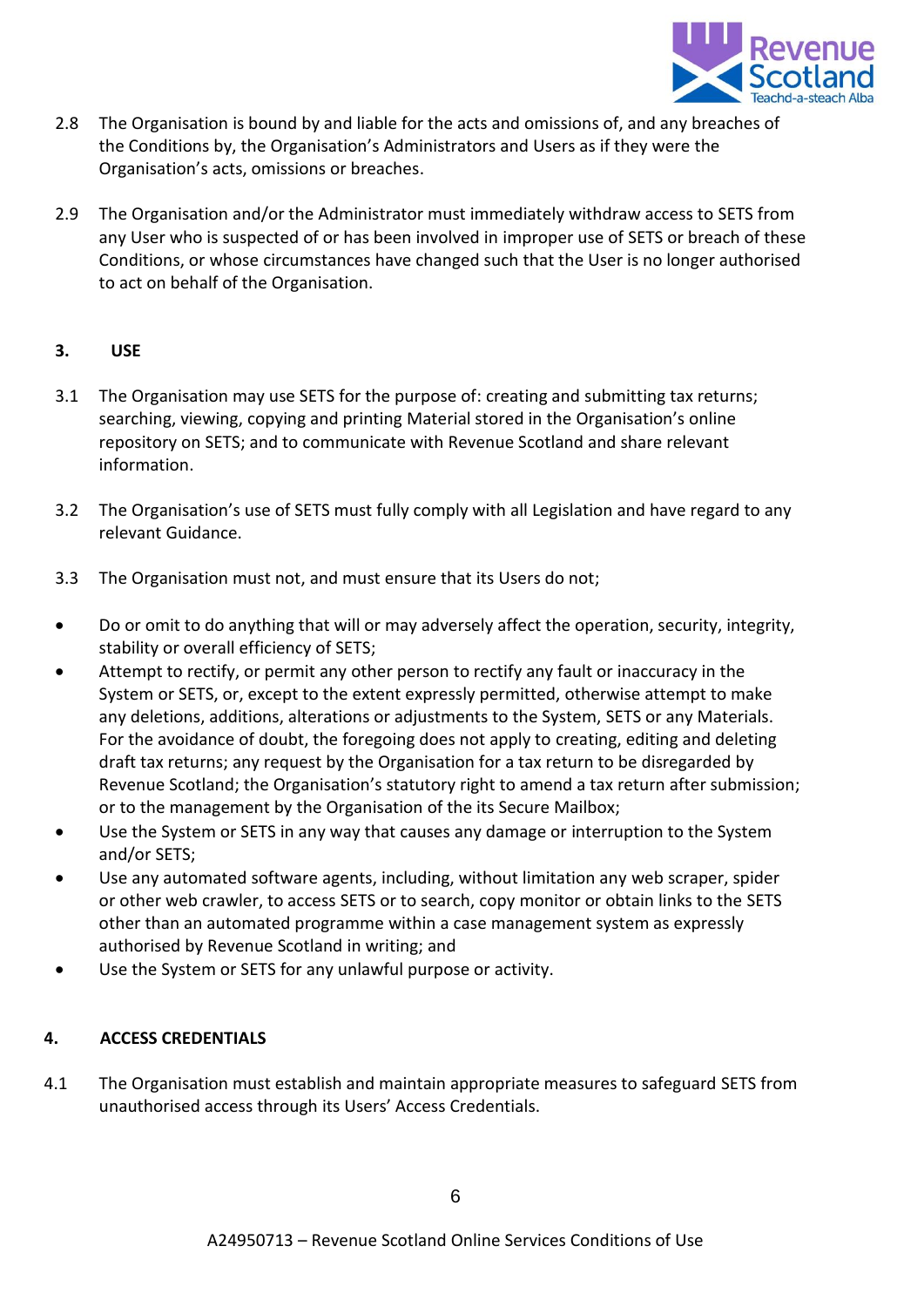2.8 The Organisation is bound by and liable for the acts and omissions of, and any breaches of the Conditions by, the Organisation's Administrators and Users as if they were the Organisation's acts, omissions or breaches.

2.9 The Organisation and/or the Administrator must immediately withdraw access to SETS from any User who is suspected of or has been involved in improper use of SETS or breach of these Conditions, or whose circumstances have changed such that the User is no longer authorised to act on behalf of the Organisation.

## 3. USE

3.1 The Organisation may use SETS for the purpose of: creating and submitting tax returns; searching, viewing, copying and printing Material stored in the Organisation's online repository on SETS; and to communicate with Revenue Scotland and share relevant information.

3.2 The Organisation's use of SETS must fully comply with all Legislation and have regard to any relevant Guidance.

3.3 The Organisation must not, and must ensure that its Users do not;

- Do or omit to do anything that will or may adversely affect the operation, security, integrity, stability or overall efficiency of SETS;
- Attempt to rectify, or permit any other person to rectify any fault or inaccuracy in the System or SETS, or, except to the extent expressly permitted, otherwise attempt to make any deletions, additions, alterations or adjustments to the System, SETS or any Materials. For the avoidance of doubt, the foregoing does not apply to creating, editing and deleting draft tax returns; any request by the Organisation for a tax return to be disregarded by Revenue Scotland; the Organisation's statutory right to amend a tax return after submission; or to the management by the Organisation of the its Secure Mailbox;
- Use the System or SETS in any way that causes any damage or interruption to the System and/or SETS;
- Use any automated software agents, including, without limitation any web scraper, spider or other web crawler, to access SETS or to search, copy monitor or obtain links to the SETS other than an automated programme within a case management system as expressly authorised by Revenue Scotland in writing; and
- Use the System or SETS for any unlawful purpose or activity.

## 4. ACCESS CREDENTIALS

4.1 The Organisation must establish and maintain appropriate measures to safeguard SETS from unauthorised access through its Users' Access Credentials.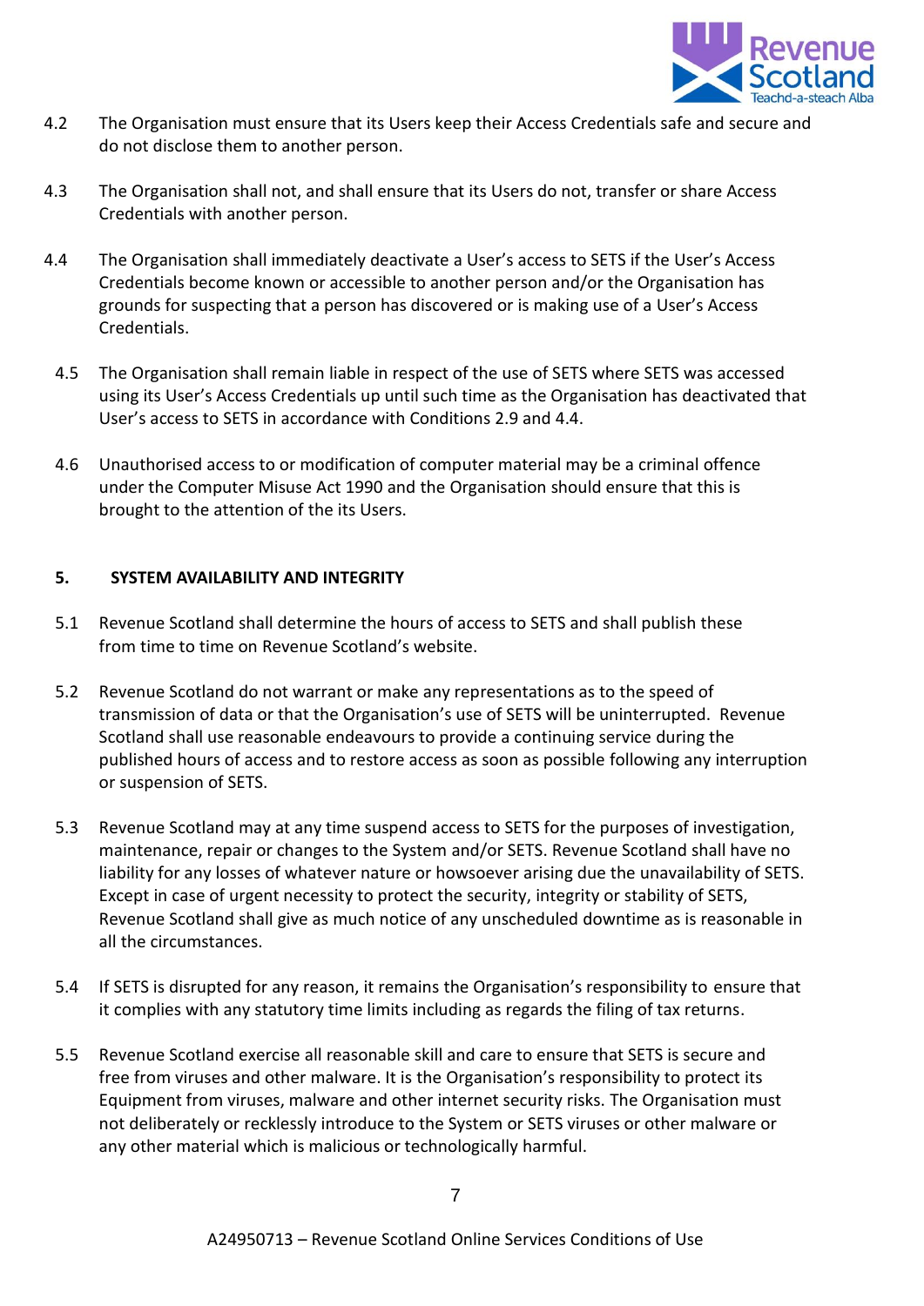4.2 The Organisation must ensure that its Users keep their Access Credentials safe and secure and do not disclose them to another person.

4.3 The Organisation shall not, and shall ensure that its Users do not, transfer or share Access Credentials with another person.

4.4 The Organisation shall immediately deactivate a User's access to SETS if the User's Access Credentials become known or accessible to another person and/or the Organisation has grounds for suspecting that a person has discovered or is making use of a User's Access Credentials.

4.5 The Organisation shall remain liable in respect of the use of SETS where SETS was accessed using its User's Access Credentials up until such time as the Organisation has deactivated that User's access to SETS in accordance with Conditions 2.9 and 4.4.

4.6 Unauthorised access to or modification of computer material may be a criminal offence under the Computer Misuse Act 1990 and the Organisation should ensure that this is brought to the attention of the its Users.

## 5. SYSTEM AVAILABILITY AND INTEGRITY

5.1 Revenue Scotland shall determine the hours of access to SETS and shall publish these from time to time on Revenue Scotland's website.

5.2 Revenue Scotland do not warrant or make any representations as to the speed of transmission of data or that the Organisation's use of SETS will be uninterrupted. Revenue Scotland shall use reasonable endeavours to provide a continuing service during the published hours of access and to restore access as soon as possible following any interruption or suspension of SETS.

5.3 Revenue Scotland may at any time suspend access to SETS for the purposes of investigation, maintenance, repair or changes to the System and/or SETS. Revenue Scotland shall have no liability for any losses of whatever nature or howsoever arising due the unavailability of SETS. Except in case of urgent necessity to protect the security, integrity or stability of SETS, Revenue Scotland shall give as much notice of any unscheduled downtime as is reasonable in all the circumstances.

5.4 If SETS is disrupted for any reason, it remains the Organisation's responsibility to ensure that it complies with any statutory time limits including as regards the filing of tax returns.

5.5 Revenue Scotland exercise all reasonable skill and care to ensure that SETS is secure and free from viruses and other malware. It is the Organisation's responsibility to protect its Equipment from viruses, malware and other internet security risks. The Organisation must not deliberately or recklessly introduce to the System or SETS viruses or other malware or any other material which is malicious or technologically harmful.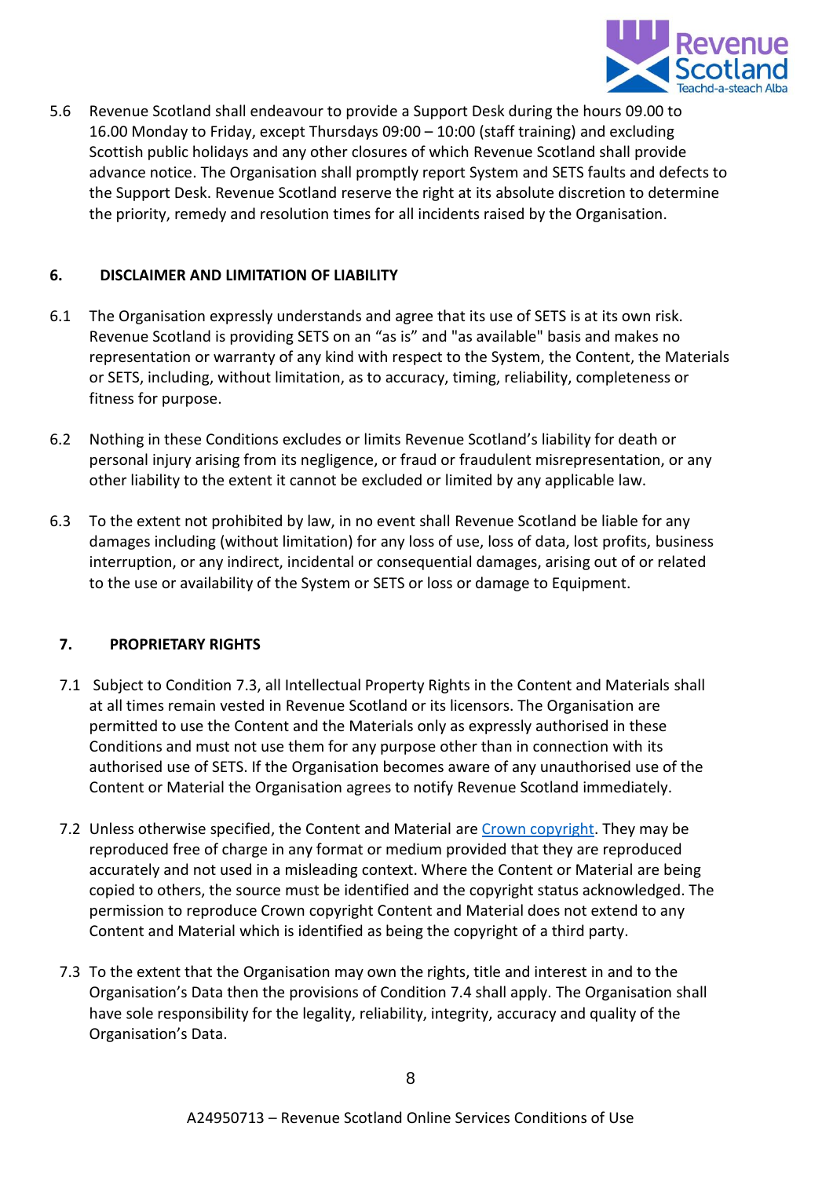5.6 Revenue Scotland shall endeavour to provide a Support Desk during the hours 09.00 to 16.00 Monday to Friday, except Thursdays 09:00 – 10:00 (staff training) and excluding Scottish public holidays and any other closures of which Revenue Scotland shall provide advance notice. The Organisation shall promptly report System and SETS faults and defects to the Support Desk. Revenue Scotland reserve the right at its absolute discretion to determine the priority, remedy and resolution times for all incidents raised by the Organisation.

## 6. DISCLAIMER AND LIMITATION OF LIABILITY

6.1 The Organisation expressly understands and agree that its use of SETS is at its own risk. Revenue Scotland is providing SETS on an "as is" and "as available" basis and makes no representation or warranty of any kind with respect to the System, the Content, the Materials or SETS, including, without limitation, as to accuracy, timing, reliability, completeness or fitness for purpose.

6.2 Nothing in these Conditions excludes or limits Revenue Scotland's liability for death or personal injury arising from its negligence, or fraud or fraudulent misrepresentation, or any other liability to the extent it cannot be excluded or limited by any applicable law.

6.3 To the extent not prohibited by law, in no event shall Revenue Scotland be liable for any damages including (without limitation) for any loss of use, loss of data, lost profits, business interruption, or any indirect, incidental or consequential damages, arising out of or related to the use or availability of the System or SETS or loss or damage to Equipment.

## 7. PROPRIETARY RIGHTS

7.1 Subject to Condition 7.3, all Intellectual Property Rights in the Content and Materials shall at all times remain vested in Revenue Scotland or its licensors. The Organisation are permitted to use the Content and the Materials only as expressly authorised in these Conditions and must not use them for any purpose other than in connection with its authorised use of SETS. If the Organisation becomes aware of any unauthorised use of the Content or Material the Organisation agrees to notify Revenue Scotland immediately.

7.2 Unless otherwise specified, the Content and Material are Crown copyright. They may be reproduced free of charge in any format or medium provided that they are reproduced accurately and not used in a misleading context. Where the Content or Material are being copied to others, the source must be identified and the copyright status acknowledged. The permission to reproduce Crown copyright Content and Material does not extend to any Content and Material which is identified as being the copyright of a third party.

7.3 To the extent that the Organisation may own the rights, title and interest in and to the Organisation's Data then the provisions of Condition 7.4 shall apply. The Organisation shall have sole responsibility for the legality, reliability, integrity, accuracy and quality of the Organisation's Data.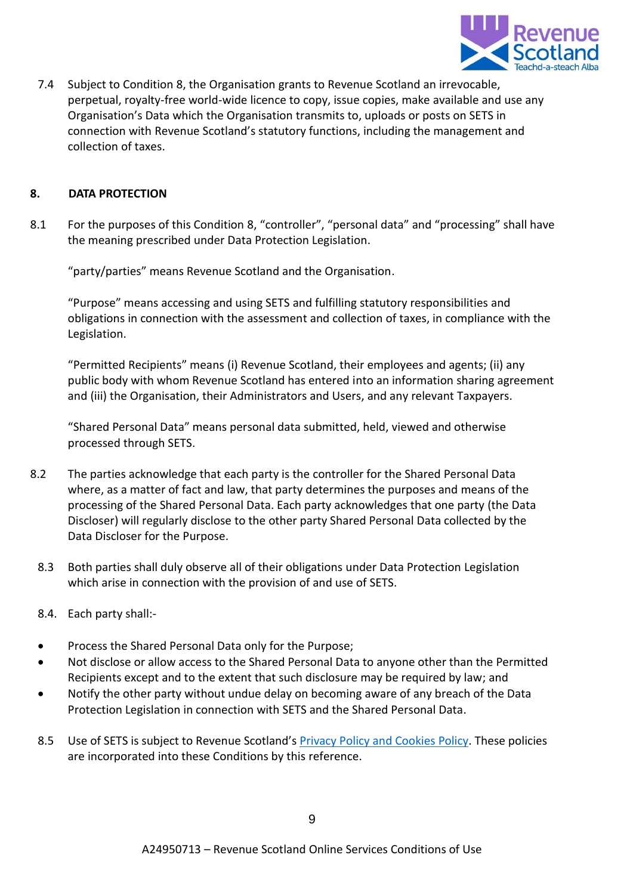7.4 Subject to Condition 8, the Organisation grants to Revenue Scotland an irrevocable, perpetual, royalty-free world-wide licence to copy, issue copies, make available and use any Organisation's Data which the Organisation transmits to, uploads or posts on SETS in connection with Revenue Scotland's statutory functions, including the management and collection of taxes.

## 8. DATA PROTECTION

8.1 For the purposes of this Condition 8, "controller", "personal data" and "processing" shall have the meaning prescribed under Data Protection Legislation.

"party/parties" means Revenue Scotland and the Organisation.

"Purpose" means accessing and using SETS and fulfilling statutory responsibilities and obligations in connection with the assessment and collection of taxes, in compliance with the Legislation.

"Permitted Recipients" means (i) Revenue Scotland, their employees and agents; (ii) any public body with whom Revenue Scotland has entered into an information sharing agreement and (iii) the Organisation, their Administrators and Users, and any relevant Taxpayers.

"Shared Personal Data" means personal data submitted, held, viewed and otherwise processed through SETS.

8.2 The parties acknowledge that each party is the controller for the Shared Personal Data where, as a matter of fact and law, that party determines the purposes and means of the processing of the Shared Personal Data. Each party acknowledges that one party (the Data Discloser) will regularly disclose to the other party Shared Personal Data collected by the Data Discloser for the Purpose.

8.3 Both parties shall duly observe all of their obligations under Data Protection Legislation which arise in connection with the provision of and use of SETS.

8.4. Each party shall:-

- Process the Shared Personal Data only for the Purpose;
- Not disclose or allow access to the Shared Personal Data to anyone other than the Permitted Recipients except and to the extent that such disclosure may be required by law; and
- Notify the other party without undue delay on becoming aware of any breach of the Data Protection Legislation in connection with SETS and the Shared Personal Data.

8.5 Use of SETS is subject to Revenue Scotland's Privacy Policy and Cookies Policy. These policies are incorporated into these Conditions by this reference.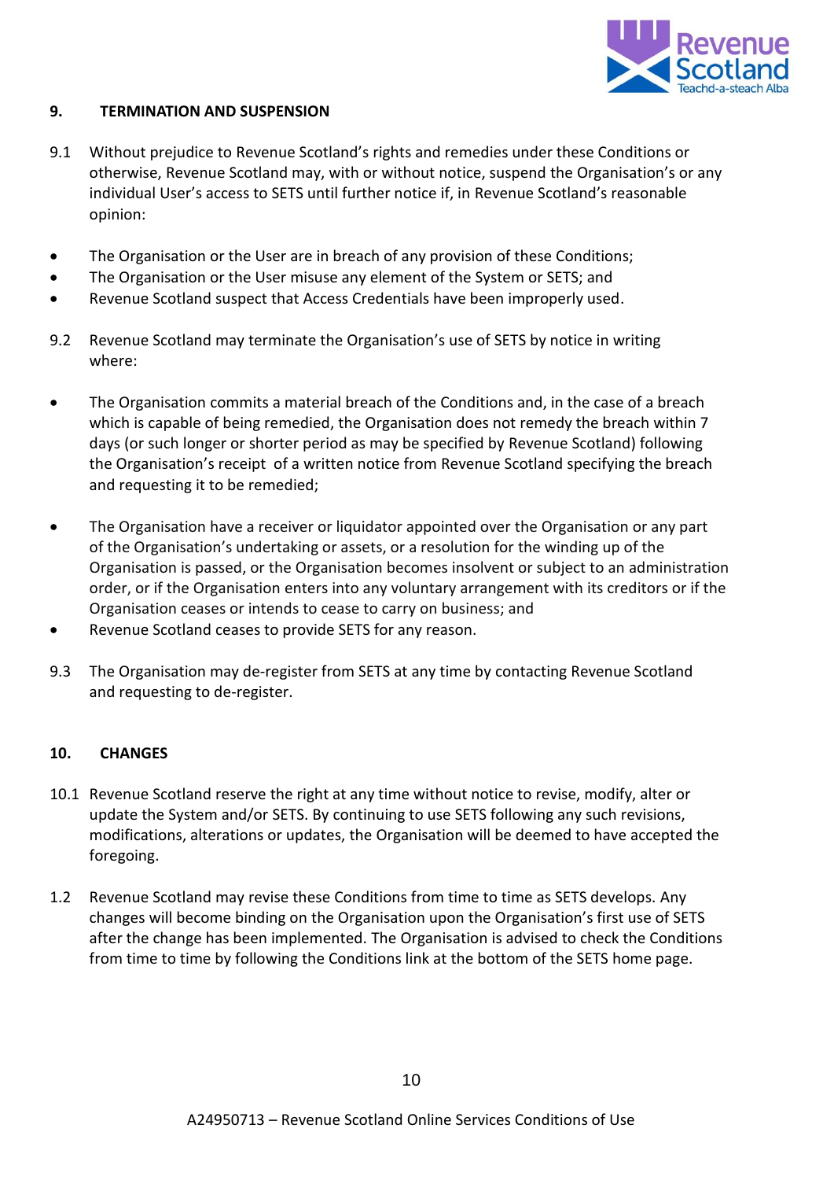## 9. TERMINATION AND SUSPENSION

9.1 Without prejudice to Revenue Scotland's rights and remedies under these Conditions or otherwise, Revenue Scotland may, with or without notice, suspend the Organisation's or any individual User's access to SETS until further notice if, in Revenue Scotland's reasonable opinion:

- The Organisation or the User are in breach of any provision of these Conditions;
- The Organisation or the User misuse any element of the System or SETS; and
- Revenue Scotland suspect that Access Credentials have been improperly used.

9.2 Revenue Scotland may terminate the Organisation's use of SETS by notice in writing where:

- The Organisation commits a material breach of the Conditions and, in the case of a breach which is capable of being remedied, the Organisation does not remedy the breach within 7 days (or such longer or shorter period as may be specified by Revenue Scotland) following the Organisation's receipt of a written notice from Revenue Scotland specifying the breach and requesting it to be remedied;
- The Organisation have a receiver or liquidator appointed over the Organisation or any part of the Organisation's undertaking or assets, or a resolution for the winding up of the Organisation is passed, or the Organisation becomes insolvent or subject to an administration order, or if the Organisation enters into any voluntary arrangement with its creditors or if the Organisation ceases or intends to cease to carry on business; and
- Revenue Scotland ceases to provide SETS for any reason.

9.3 The Organisation may de-register from SETS at any time by contacting Revenue Scotland and requesting to de-register.

## 10. CHANGES

10.1 Revenue Scotland reserve the right at any time without notice to revise, modify, alter or update the System and/or SETS. By continuing to use SETS following any such revisions, modifications, alterations or updates, the Organisation will be deemed to have accepted the foregoing.

1.2 Revenue Scotland may revise these Conditions from time to time as SETS develops. Any changes will become binding on the Organisation upon the Organisation's first use of SETS after the change has been implemented. The Organisation is advised to check the Conditions from time to time by following the Conditions link at the bottom of the SETS home page.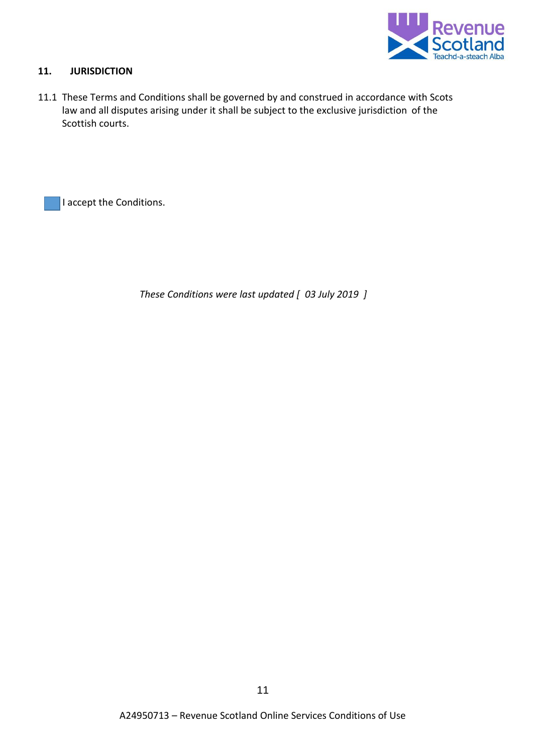## 11. JURISDICTION

11.1 These Terms and Conditions shall be governed by and construed in accordance with Scots law and all disputes arising under it shall be subject to the exclusive jurisdiction of the Scottish courts.

☐ I accept the Conditions.

*These Conditions were last updated [ 03 July 2019 ]*